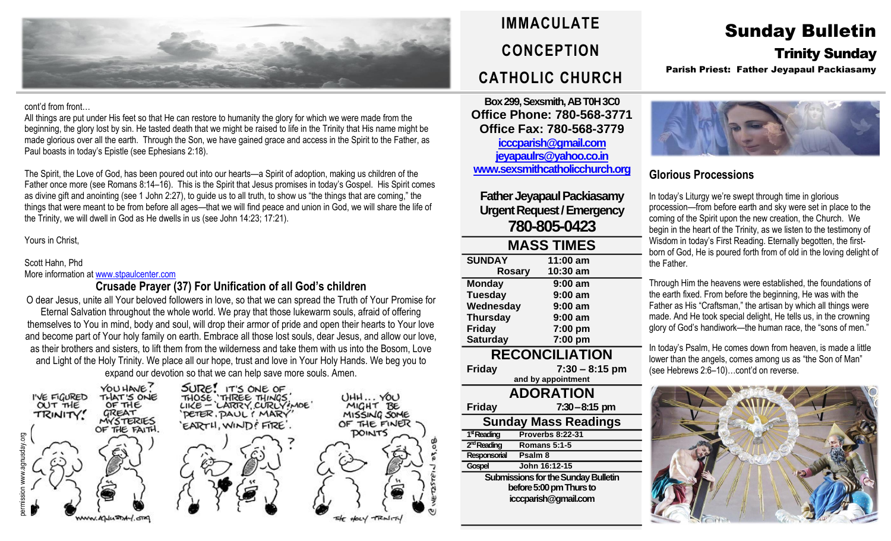cont'd from front…

All things are put under His feet so that He can restore to humanity the glory for which we were made from the beginning, the glory lost by sin. He tasted death that we might be raised to life in the Trinity that His name might be made glorious over all the earth. Through the Son, we have gained grace and access in the Spirit to the Father, as Paul boasts in today's Epistle (see Ephesians 2:18).

The Spirit, the Love of God, has been poured out into our hearts—a Spirit of adoption, making us children of the Father once more (see Romans 8:14–16). This is the Spirit that Jesus promises in today's Gospel. His Spirit comes as divine gift and anointing (see 1 John 2:27), to guide us to all truth, to show us "the things that are coming," the things that were meant to be from before all ages—that we will find peace and union in God, we will share the life of the Trinity, we will dwell in God as He dwells in us (see John 14:23; 17:21).

Yours in Christ,

Scott Hahn, Phd
More information at www.stpaulcenter.com

### Crusade Prayer (37) For Unification of all God's children

O dear Jesus, unite all Your beloved followers in love, so that we can spread the Truth of Your Promise for Eternal Salvation throughout the whole world. We pray that those lukewarm souls, afraid of offering themselves to You in mind, body and soul, will drop their armor of pride and open their hearts to Your love and become part of Your holy family on earth. Embrace all those lost souls, dear Jesus, and allow our love, as their brothers and sisters, to lift them from the wilderness and take them with us into the Bosom, Love and Light of the Holy Trinity. We place all our hope, trust and love in Your Holy Hands. We beg you to expand our devotion so that we can help save more souls. Amen.

# IMMACULATE CONCEPTION CATHOLIC CHURCH

**Box 299, Sexsmith, AB T0H 3C0**
**Office Phone: 780-568-3771**
**Office Fax: 780-568-3779**
**icccparish@gmail.com**
**jeyapaulrs@yahoo.co.in**
**www.sexsmithcatholicchurch.org**

**Father Jeyapaul Packiasamy**
**Urgent Request / Emergency**
**780-805-0423**

## MASS TIMES

| | |
|---|---|
| **SUNDAY** | **11:00 am** |
| **Rosary** | **10:30 am** |
| **Monday** | **9:00 am** |
| **Tuesday** | **9:00 am** |
| **Wednesday** | **9:00 am** |
| **Thursday** | **9:00 am** |
| **Friday** | **7:00 pm** |
| **Saturday** | **7:00 pm** |

## RECONCILIATION

**Friday** **7:30 – 8:15 pm**
and by appointment

## ADORATION

**Friday** **7:30 – 8:15 pm**

## Sunday Mass Readings

| | |
|---|---|
| 1st Reading | Proverbs 8:22-31 |
| 2nd Reading | Romans 5:1-5 |
| Responsorial | Psalm 8 |
| Gospel | John 16:12-15 |

**Submissions for the Sunday Bulletin before 5:00 pm Thurs to icccparish@gmail.com**

# Sunday Bulletin
## Trinity Sunday
**Parish Priest: Father Jeyapaul Packiasamy**

### Glorious Processions

In today's Liturgy we're swept through time in glorious procession—from before earth and sky were set in place to the coming of the Spirit upon the new creation, the Church. We begin in the heart of the Trinity, as we listen to the testimony of Wisdom in today's First Reading. Eternally begotten, the first-born of God, He is poured forth from of old in the loving delight of the Father.

Through Him the heavens were established, the foundations of the earth fixed. From before the beginning, He was with the Father as His "Craftsman," the artisan by which all things were made. And He took special delight, He tells us, in the crowning glory of God's handiwork—the human race, the "sons of men."

In today's Psalm, He comes down from heaven, is made a little lower than the angels, comes among us as "the Son of Man" (see Hebrews 2:6–10)…cont'd on reverse.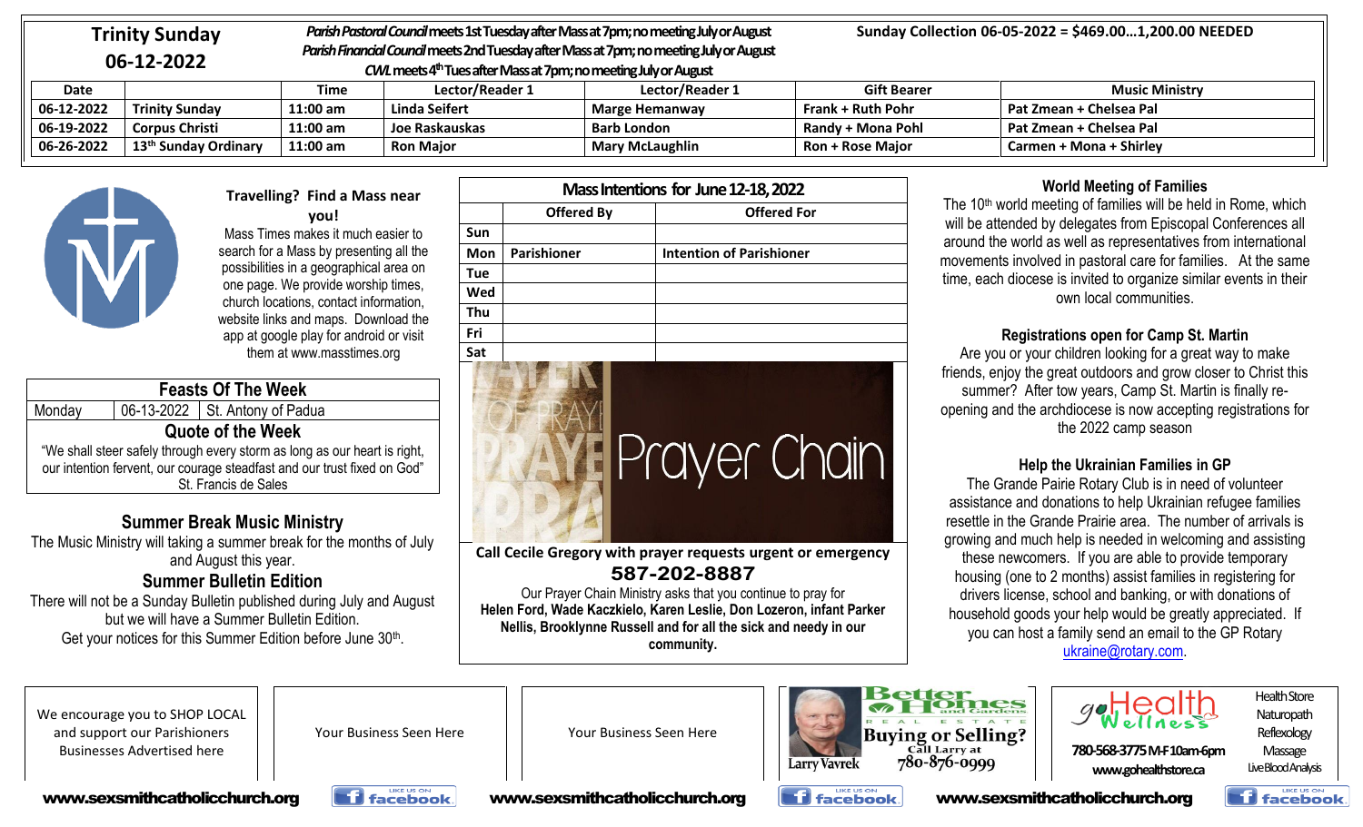**Trinity Sunday**
**06-12-2022**

***Parish Pastoral Council* meets 1st Tuesday after Mass at 7pm; no meeting July or August**
***Parish Financial Council* meets 2nd Tuesday after Mass at 7pm; no meeting July or August**
***CWL* meets 4th Tues after Mass at 7pm; no meeting July or August**

**Sunday Collection 06-05-2022 = $469.00…1,200.00 NEEDED**

| Date | | Time | Lector/Reader 1 | Lector/Reader 1 | Gift Bearer | Music Ministry |
|---|---|---|---|---|---|---|
| 06-12-2022 | Trinity Sunday | 11:00 am | Linda Seifert | Marge Hemanway | Frank + Ruth Pohr | Pat Zmean + Chelsea Pal |
| 06-19-2022 | Corpus Christi | 11:00 am | Joe Raskauskas | Barb London | Randy + Mona Pohl | Pat Zmean + Chelsea Pal |
| 06-26-2022 | 13th Sunday Ordinary | 11:00 am | Ron Major | Mary McLaughlin | Ron + Rose Major | Carmen + Mona + Shirley |

### Travelling? Find a Mass near you!

Mass Times makes it much easier to search for a Mass by presenting all the possibilities in a geographical area on one page. We provide worship times, church locations, contact information, website links and maps. Download the app at google play for android or visit them at www.masstimes.org

| Feasts Of The Week | | |
|---|---|---|
| Monday | 06-13-2022 | St. Antony of Padua |

### Quote of the Week

"We shall steer safely through every storm as long as our heart is right, our intention fervent, our courage steadfast and our trust fixed on God"
St. Francis de Sales

### Summer Break Music Ministry

The Music Ministry will taking a summer break for the months of July and August this year.

### Summer Bulletin Edition

There will not be a Sunday Bulletin published during July and August but we will have a Summer Bulletin Edition.
Get your notices for this Summer Edition before June 30th.

### Mass Intentions for June 12-18, 2022

| | Offered By | Offered For |
|---|---|---|
| Sun | | |
| Mon | Parishioner | Intention of Parishioner |
| Tue | | |
| Wed | | |
| Thu | | |
| Fri | | |
| Sat | | |

### Prayer Chain

**Call Cecile Gregory with prayer requests urgent or emergency**
**587-202-8887**

Our Prayer Chain Ministry asks that you continue to pray for **Helen Ford, Wade Kaczkielo, Karen Leslie, Don Lozeron, infant Parker Nellis, Brooklynne Russell and for all the sick and needy in our community.**

### World Meeting of Families

The 10th world meeting of families will be held in Rome, which will be attended by delegates from Episcopal Conferences all around the world as well as representatives from international movements involved in pastoral care for families. At the same time, each diocese is invited to organize similar events in their own local communities.

### Registrations open for Camp St. Martin

Are you or your children looking for a great way to make friends, enjoy the great outdoors and grow closer to Christ this summer? After tow years, Camp St. Martin is finally re-opening and the archdiocese is now accepting registrations for the 2022 camp season

### Help the Ukrainian Families in GP

The Grande Pairie Rotary Club is in need of volunteer assistance and donations to help Ukrainian refugee families resettle in the Grande Prairie area. The number of arrivals is growing and much help is needed in welcoming and assisting these newcomers. If you are able to provide temporary housing (one to 2 months) assist families in registering for drivers license, school and banking, or with donations of household goods your help would be greatly appreciated. If you can host a family send an email to the GP Rotary ukraine@rotary.com.

We encourage you to SHOP LOCAL and support our Parishioners Businesses Advertised here

Your Business Seen Here

Your Business Seen Here

Better Homes and Gardens Real Estate — Buying or Selling? Call Larry at 780-876-0999 — Larry Vavrek

goHealth Wellness — Health Store, Naturopath, Reflexology, Massage, Live Blood Analysis — 780-568-3775 M-F 10am-6pm — www.gohealthstore.ca

www.sexsmithcatholicchurch.org